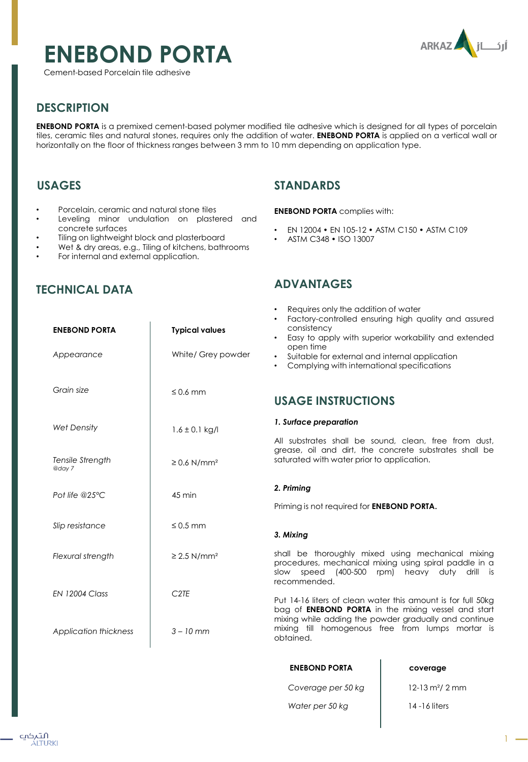# ENEBOND PORTA

Cement-based Porcelain tile adhesive

## DESCRIPTION

**ENEBOND PORTA** is a premixed cement-based polymer modified tile adhesive which is designed for all types of porcelain tiles, ceramic tiles and natural stones, requires only the addition of water. **ENEBOND PORTA** is applied on a vertical wall or horizontally on the floor of thickness ranges between 3 mm to 10 mm depending on application type.

## USAGES

- Porcelain, ceramic and natural stone tiles
- Leveling minor undulation on plastered and concrete surfaces
- Tiling on lightweight block and plasterboard
- Wet & dry areas, e.g., Tiling of kitchens, bathrooms
- For internal and external application.

## TECHNICAL DATA

| ENEBOND PORTA | Typical values |
|---|---|
| *Appearance* | White/ Grey powder |
| *Grain size* | ≤ 0.6 mm |
| *Wet Density* | 1.6 ± 0.1 kg/l |
| *Tensile Strength @day 7* | ≥ 0.6 N/mm² |
| *Pot life @25°C* | 45 min |
| *Slip resistance* | ≤ 0.5 mm |
| *Flexural strength* | ≥ 2.5 N/mm² |
| *EN 12004 Class* | *C2TE* |
| *Application thickness* | *3 – 10 mm* |

## STANDARDS

**ENEBOND PORTA** complies with:

- EN 12004 • EN 105-12 • ASTM C150 • ASTM C109
- ASTM C348 • ISO 13007

## ADVANTAGES

- Requires only the addition of water
- Factory-controlled ensuring high quality and assured consistency
- Easy to apply with superior workability and extended open time
- Suitable for external and internal application
- Complying with international specifications

## USAGE INSTRUCTIONS

***1. Surface preparation***

All substrates shall be sound, clean, free from dust, grease, oil and dirt, the concrete substrates shall be saturated with water prior to application.

***2. Priming***

Priming is not required for **ENEBOND PORTA.**

***3. Mixing***

shall be thoroughly mixed using mechanical mixing procedures, mechanical mixing using spiral paddle in a slow speed (400-500 rpm) heavy duty drill is recommended.

Put 14-16 liters of clean water this amount is for full 50kg bag of **ENEBOND PORTA** in the mixing vessel and start mixing while adding the powder gradually and continue mixing till homogenous free from lumps mortar is obtained.

| ENEBOND PORTA | coverage |
|---|---|
| *Coverage per 50 kg* | 12-13 m²/ 2 mm |
| *Water per 50 kg* | 14 -16 liters |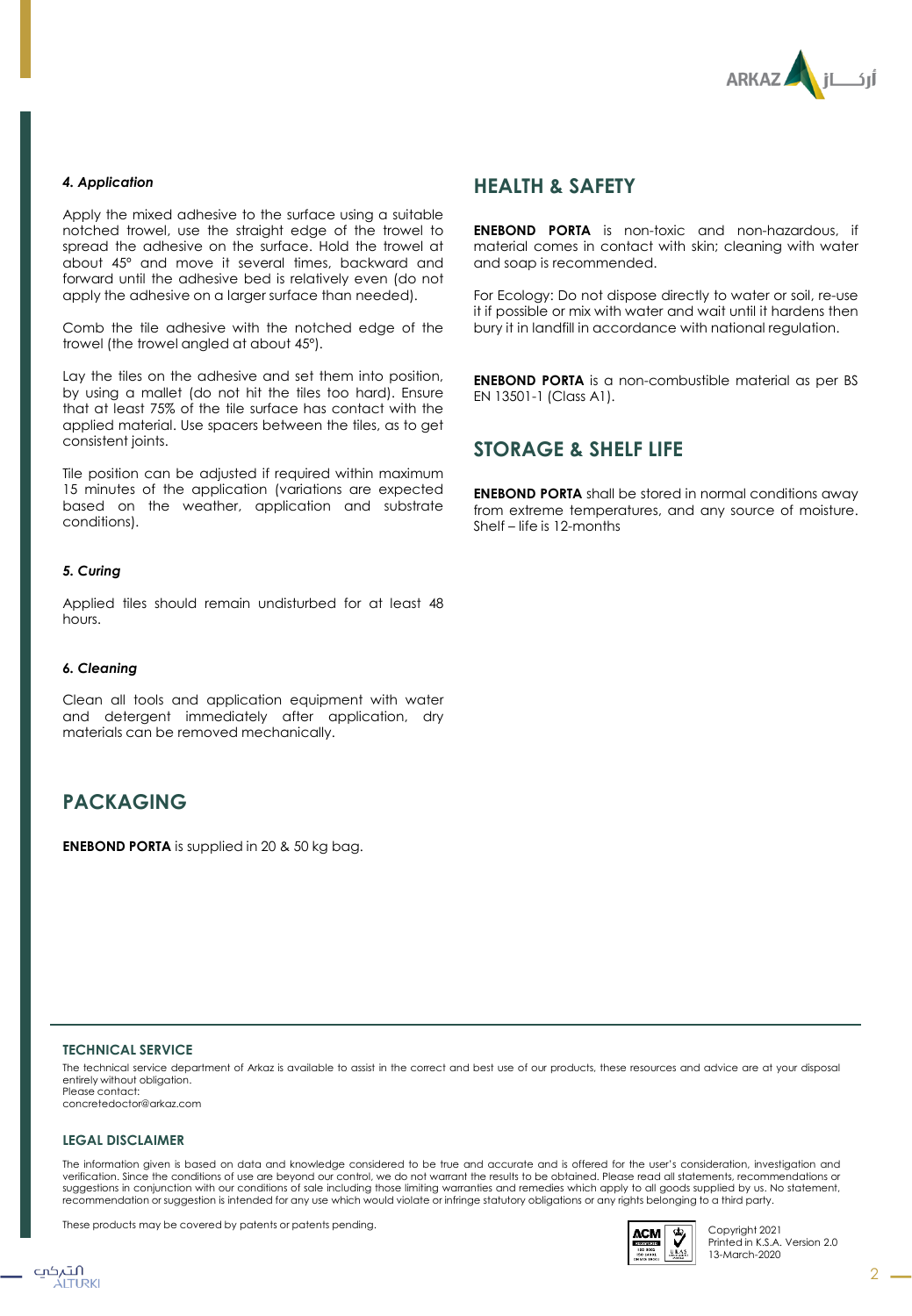#### 4. Application

Apply the mixed adhesive to the surface using a suitable notched trowel, use the straight edge of the trowel to spread the adhesive on the surface. Hold the trowel at about 45° and move it several times, backward and forward until the adhesive bed is relatively even (do not apply the adhesive on a larger surface than needed).

Comb the tile adhesive with the notched edge of the trowel (the trowel angled at about 45°).

Lay the tiles on the adhesive and set them into position, by using a mallet (do not hit the tiles too hard). Ensure that at least 75% of the tile surface has contact with the applied material. Use spacers between the tiles, as to get consistent joints.

Tile position can be adjusted if required within maximum 15 minutes of the application (variations are expected based on the weather, application and substrate conditions).

#### 5. Curing

Applied tiles should remain undisturbed for at least 48 hours.

#### 6. Cleaning

Clean all tools and application equipment with water and detergent immediately after application, dry materials can be removed mechanically.

## PACKAGING

**ENEBOND PORTA** is supplied in 20 & 50 kg bag.

## HEALTH & SAFETY

**ENEBOND PORTA** is non-toxic and non-hazardous, if material comes in contact with skin; cleaning with water and soap is recommended.

For Ecology: Do not dispose directly to water or soil, re-use it if possible or mix with water and wait until it hardens then bury it in landfill in accordance with national regulation.

**ENEBOND PORTA** is a non-combustible material as per BS EN 13501-1 (Class A1).

## STORAGE & SHELF LIFE

**ENEBOND PORTA** shall be stored in normal conditions away from extreme temperatures, and any source of moisture. Shelf – life is 12-months

### TECHNICAL SERVICE

The technical service department of Arkaz is available to assist in the correct and best use of our products, these resources and advice are at your disposal entirely without obligation.
Please contact:
concretedoctor@arkaz.com

### LEGAL DISCLAIMER

The information given is based on data and knowledge considered to be true and accurate and is offered for the user's consideration, investigation and verification. Since the conditions of use are beyond our control, we do not warrant the results to be obtained. Please read all statements, recommendations or suggestions in conjunction with our conditions of sale including those limiting warranties and remedies which apply to all goods supplied by us. No statement, recommendation or suggestion is intended for any use which would violate or infringe statutory obligations or any rights belonging to a third party.

These products may be covered by patents or patents pending.

Copyright 2021
Printed in K.S.A. Version 2.0
13-March-2020